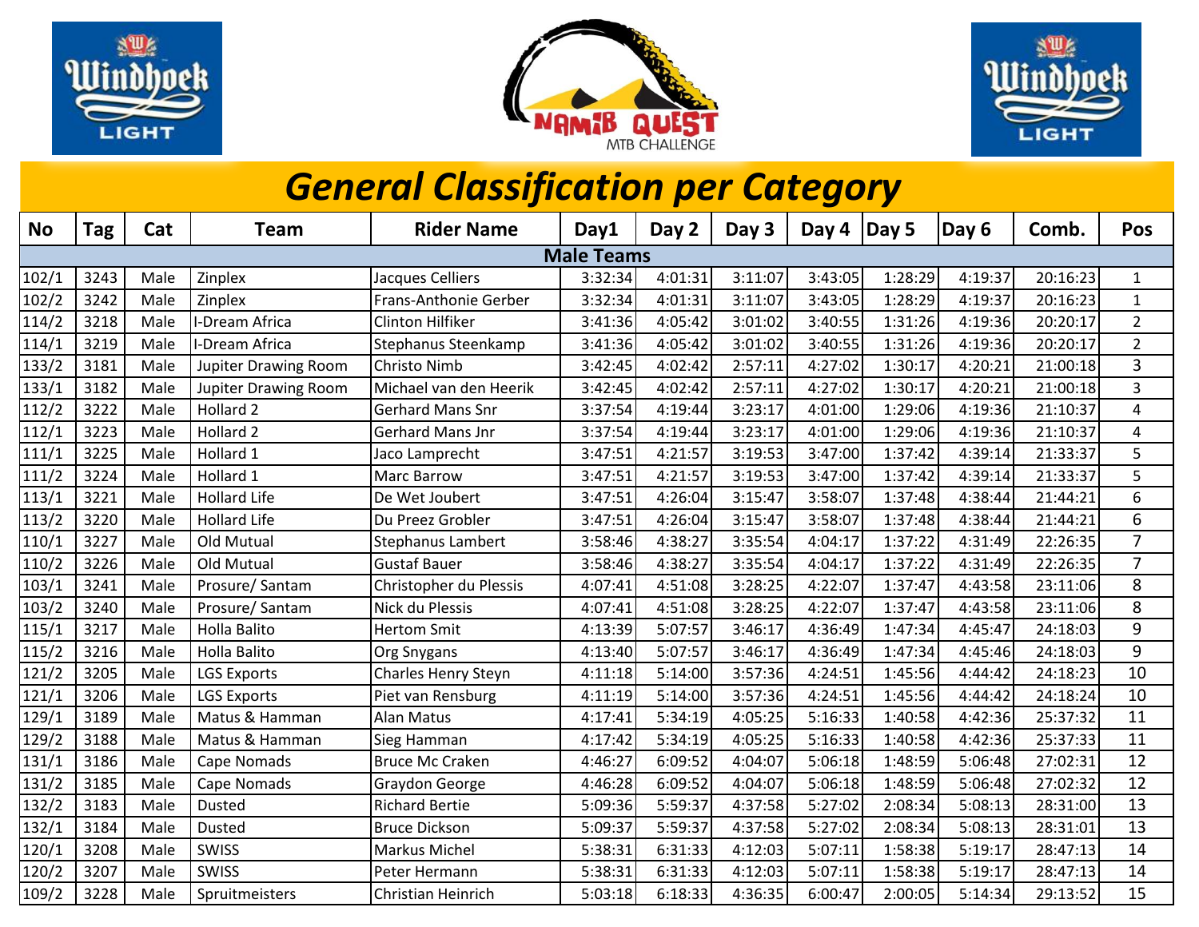# General Classification per Category

| No | Tag | Cat | Team | Rider Name | Day1 | Day 2 | Day 3 | Day 4 | Day 5 | Day 6 | Comb. | Pos |
|---|---|---|---|---|---|---|---|---|---|---|---|---|
| **Male Teams** | | | | | | | | | | | | |
| 102/1 | 3243 | Male | Zinplex | Jacques Celliers | 3:32:34 | 4:01:31 | 3:11:07 | 3:43:05 | 1:28:29 | 4:19:37 | 20:16:23 | 1 |
| 102/2 | 3242 | Male | Zinplex | Frans-Anthonie Gerber | 3:32:34 | 4:01:31 | 3:11:07 | 3:43:05 | 1:28:29 | 4:19:37 | 20:16:23 | 1 |
| 114/2 | 3218 | Male | I-Dream Africa | Clinton Hilfiker | 3:41:36 | 4:05:42 | 3:01:02 | 3:40:55 | 1:31:26 | 4:19:36 | 20:20:17 | 2 |
| 114/1 | 3219 | Male | I-Dream Africa | Stephanus Steenkamp | 3:41:36 | 4:05:42 | 3:01:02 | 3:40:55 | 1:31:26 | 4:19:36 | 20:20:17 | 2 |
| 133/2 | 3181 | Male | Jupiter Drawing Room | Christo Nimb | 3:42:45 | 4:02:42 | 2:57:11 | 4:27:02 | 1:30:17 | 4:20:21 | 21:00:18 | 3 |
| 133/1 | 3182 | Male | Jupiter Drawing Room | Michael van den Heerik | 3:42:45 | 4:02:42 | 2:57:11 | 4:27:02 | 1:30:17 | 4:20:21 | 21:00:18 | 3 |
| 112/2 | 3222 | Male | Hollard 2 | Gerhard Mans Snr | 3:37:54 | 4:19:44 | 3:23:17 | 4:01:00 | 1:29:06 | 4:19:36 | 21:10:37 | 4 |
| 112/1 | 3223 | Male | Hollard 2 | Gerhard Mans Jnr | 3:37:54 | 4:19:44 | 3:23:17 | 4:01:00 | 1:29:06 | 4:19:36 | 21:10:37 | 4 |
| 111/1 | 3225 | Male | Hollard 1 | Jaco Lamprecht | 3:47:51 | 4:21:57 | 3:19:53 | 3:47:00 | 1:37:42 | 4:39:14 | 21:33:37 | 5 |
| 111/2 | 3224 | Male | Hollard 1 | Marc Barrow | 3:47:51 | 4:21:57 | 3:19:53 | 3:47:00 | 1:37:42 | 4:39:14 | 21:33:37 | 5 |
| 113/1 | 3221 | Male | Hollard Life | De Wet Joubert | 3:47:51 | 4:26:04 | 3:15:47 | 3:58:07 | 1:37:48 | 4:38:44 | 21:44:21 | 6 |
| 113/2 | 3220 | Male | Hollard Life | Du Preez Grobler | 3:47:51 | 4:26:04 | 3:15:47 | 3:58:07 | 1:37:48 | 4:38:44 | 21:44:21 | 6 |
| 110/1 | 3227 | Male | Old Mutual | Stephanus Lambert | 3:58:46 | 4:38:27 | 3:35:54 | 4:04:17 | 1:37:22 | 4:31:49 | 22:26:35 | 7 |
| 110/2 | 3226 | Male | Old Mutual | Gustaf Bauer | 3:58:46 | 4:38:27 | 3:35:54 | 4:04:17 | 1:37:22 | 4:31:49 | 22:26:35 | 7 |
| 103/1 | 3241 | Male | Prosure/ Santam | Christopher du Plessis | 4:07:41 | 4:51:08 | 3:28:25 | 4:22:07 | 1:37:47 | 4:43:58 | 23:11:06 | 8 |
| 103/2 | 3240 | Male | Prosure/ Santam | Nick du Plessis | 4:07:41 | 4:51:08 | 3:28:25 | 4:22:07 | 1:37:47 | 4:43:58 | 23:11:06 | 8 |
| 115/1 | 3217 | Male | Holla Balito | Hertom Smit | 4:13:39 | 5:07:57 | 3:46:17 | 4:36:49 | 1:47:34 | 4:45:47 | 24:18:03 | 9 |
| 115/2 | 3216 | Male | Holla Balito | Org Snygans | 4:13:40 | 5:07:57 | 3:46:17 | 4:36:49 | 1:47:34 | 4:45:46 | 24:18:03 | 9 |
| 121/2 | 3205 | Male | LGS Exports | Charles Henry Steyn | 4:11:18 | 5:14:00 | 3:57:36 | 4:24:51 | 1:45:56 | 4:44:42 | 24:18:23 | 10 |
| 121/1 | 3206 | Male | LGS Exports | Piet van Rensburg | 4:11:19 | 5:14:00 | 3:57:36 | 4:24:51 | 1:45:56 | 4:44:42 | 24:18:24 | 10 |
| 129/1 | 3189 | Male | Matus & Hamman | Alan Matus | 4:17:41 | 5:34:19 | 4:05:25 | 5:16:33 | 1:40:58 | 4:42:36 | 25:37:32 | 11 |
| 129/2 | 3188 | Male | Matus & Hamman | Sieg Hamman | 4:17:42 | 5:34:19 | 4:05:25 | 5:16:33 | 1:40:58 | 4:42:36 | 25:37:33 | 11 |
| 131/1 | 3186 | Male | Cape Nomads | Bruce Mc Craken | 4:46:27 | 6:09:52 | 4:04:07 | 5:06:18 | 1:48:59 | 5:06:48 | 27:02:31 | 12 |
| 131/2 | 3185 | Male | Cape Nomads | Graydon George | 4:46:28 | 6:09:52 | 4:04:07 | 5:06:18 | 1:48:59 | 5:06:48 | 27:02:32 | 12 |
| 132/2 | 3183 | Male | Dusted | Richard Bertie | 5:09:36 | 5:59:37 | 4:37:58 | 5:27:02 | 2:08:34 | 5:08:13 | 28:31:00 | 13 |
| 132/1 | 3184 | Male | Dusted | Bruce Dickson | 5:09:37 | 5:59:37 | 4:37:58 | 5:27:02 | 2:08:34 | 5:08:13 | 28:31:01 | 13 |
| 120/1 | 3208 | Male | SWISS | Markus Michel | 5:38:31 | 6:31:33 | 4:12:03 | 5:07:11 | 1:58:38 | 5:19:17 | 28:47:13 | 14 |
| 120/2 | 3207 | Male | SWISS | Peter Hermann | 5:38:31 | 6:31:33 | 4:12:03 | 5:07:11 | 1:58:38 | 5:19:17 | 28:47:13 | 14 |
| 109/2 | 3228 | Male | Spruitmeisters | Christian Heinrich | 5:03:18 | 6:18:33 | 4:36:35 | 6:00:47 | 2:00:05 | 5:14:34 | 29:13:52 | 15 |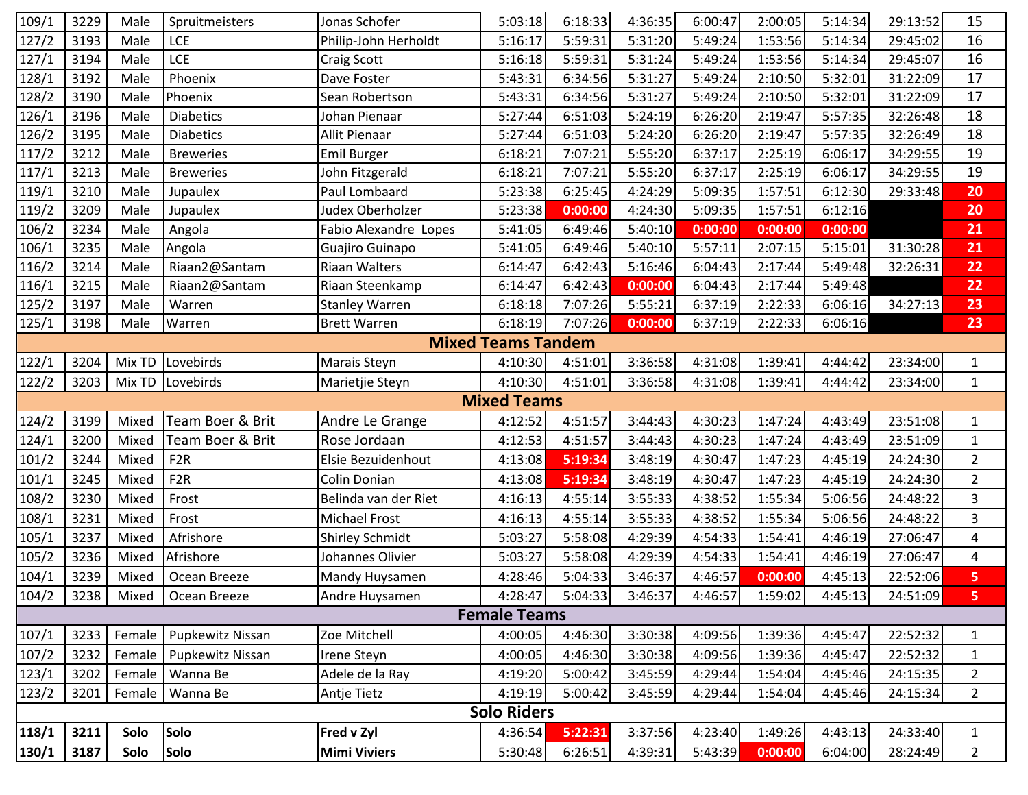| | | | | | | | | | | | | |
|---|---|---|---|---|---|---|---|---|---|---|---|---|
| 109/1 | 3229 | Male | Spruitmeisters | Jonas Schofer | 5:03:18 | 6:18:33 | 4:36:35 | 6:00:47 | 2:00:05 | 5:14:34 | 29:13:52 | 15 |
| 127/2 | 3193 | Male | LCE | Philip-John Herholdt | 5:16:17 | 5:59:31 | 5:31:20 | 5:49:24 | 1:53:56 | 5:14:34 | 29:45:02 | 16 |
| 127/1 | 3194 | Male | LCE | Craig Scott | 5:16:18 | 5:59:31 | 5:31:24 | 5:49:24 | 1:53:56 | 5:14:34 | 29:45:07 | 16 |
| 128/1 | 3192 | Male | Phoenix | Dave Foster | 5:43:31 | 6:34:56 | 5:31:27 | 5:49:24 | 2:10:50 | 5:32:01 | 31:22:09 | 17 |
| 128/2 | 3190 | Male | Phoenix | Sean Robertson | 5:43:31 | 6:34:56 | 5:31:27 | 5:49:24 | 2:10:50 | 5:32:01 | 31:22:09 | 17 |
| 126/1 | 3196 | Male | Diabetics | Johan Pienaar | 5:27:44 | 6:51:03 | 5:24:19 | 6:26:20 | 2:19:47 | 5:57:35 | 32:26:48 | 18 |
| 126/2 | 3195 | Male | Diabetics | Allit Pienaar | 5:27:44 | 6:51:03 | 5:24:20 | 6:26:20 | 2:19:47 | 5:57:35 | 32:26:49 | 18 |
| 117/2 | 3212 | Male | Breweries | Emil Burger | 6:18:21 | 7:07:21 | 5:55:20 | 6:37:17 | 2:25:19 | 6:06:17 | 34:29:55 | 19 |
| 117/1 | 3213 | Male | Breweries | John Fitzgerald | 6:18:21 | 7:07:21 | 5:55:20 | 6:37:17 | 2:25:19 | 6:06:17 | 34:29:55 | 19 |
| 119/1 | 3210 | Male | Jupaulex | Paul Lombaard | 5:23:38 | 6:25:45 | 4:24:29 | 5:09:35 | 1:57:51 | 6:12:30 | 29:33:48 | 20 |
| 119/2 | 3209 | Male | Jupaulex | Judex Oberholzer | 5:23:38 | 0:00:00 | 4:24:30 | 5:09:35 | 1:57:51 | 6:12:16 | | 20 |
| 106/2 | 3234 | Male | Angola | Fabio Alexandre Lopes | 5:41:05 | 6:49:46 | 5:40:10 | 0:00:00 | 0:00:00 | 0:00:00 | | 21 |
| 106/1 | 3235 | Male | Angola | Guajiro Guinapo | 5:41:05 | 6:49:46 | 5:40:10 | 5:57:11 | 2:07:15 | 5:15:01 | 31:30:28 | 21 |
| 116/2 | 3214 | Male | Riaan2@Santam | Riaan Walters | 6:14:47 | 6:42:43 | 5:16:46 | 6:04:43 | 2:17:44 | 5:49:48 | 32:26:31 | 22 |
| 116/1 | 3215 | Male | Riaan2@Santam | Riaan Steenkamp | 6:14:47 | 6:42:43 | 0:00:00 | 6:04:43 | 2:17:44 | 5:49:48 | | 22 |
| 125/2 | 3197 | Male | Warren | Stanley Warren | 6:18:18 | 7:07:26 | 5:55:21 | 6:37:19 | 2:22:33 | 6:06:16 | 34:27:13 | 23 |
| 125/1 | 3198 | Male | Warren | Brett Warren | 6:18:19 | 7:07:26 | 0:00:00 | 6:37:19 | 2:22:33 | 6:06:16 | | 23 |
| **Mixed Teams Tandem** | | | | | | | | | | | | |
| 122/1 | 3204 | Mix TD | Lovebirds | Marais Steyn | 4:10:30 | 4:51:01 | 3:36:58 | 4:31:08 | 1:39:41 | 4:44:42 | 23:34:00 | 1 |
| 122/2 | 3203 | Mix TD | Lovebirds | Marietjie Steyn | 4:10:30 | 4:51:01 | 3:36:58 | 4:31:08 | 1:39:41 | 4:44:42 | 23:34:00 | 1 |
| **Mixed Teams** | | | | | | | | | | | | |
| 124/2 | 3199 | Mixed | Team Boer & Brit | Andre Le Grange | 4:12:52 | 4:51:57 | 3:44:43 | 4:30:23 | 1:47:24 | 4:43:49 | 23:51:08 | 1 |
| 124/1 | 3200 | Mixed | Team Boer & Brit | Rose Jordaan | 4:12:53 | 4:51:57 | 3:44:43 | 4:30:23 | 1:47:24 | 4:43:49 | 23:51:09 | 1 |
| 101/2 | 3244 | Mixed | F2R | Elsie Bezuidenhout | 4:13:08 | 5:19:34 | 3:48:19 | 4:30:47 | 1:47:23 | 4:45:19 | 24:24:30 | 2 |
| 101/1 | 3245 | Mixed | F2R | Colin Donian | 4:13:08 | 5:19:34 | 3:48:19 | 4:30:47 | 1:47:23 | 4:45:19 | 24:24:30 | 2 |
| 108/2 | 3230 | Mixed | Frost | Belinda van der Riet | 4:16:13 | 4:55:14 | 3:55:33 | 4:38:52 | 1:55:34 | 5:06:56 | 24:48:22 | 3 |
| 108/1 | 3231 | Mixed | Frost | Michael Frost | 4:16:13 | 4:55:14 | 3:55:33 | 4:38:52 | 1:55:34 | 5:06:56 | 24:48:22 | 3 |
| 105/1 | 3237 | Mixed | Afrishore | Shirley Schmidt | 5:03:27 | 5:58:08 | 4:29:39 | 4:54:33 | 1:54:41 | 4:46:19 | 27:06:47 | 4 |
| 105/2 | 3236 | Mixed | Afrishore | Johannes Olivier | 5:03:27 | 5:58:08 | 4:29:39 | 4:54:33 | 1:54:41 | 4:46:19 | 27:06:47 | 4 |
| 104/1 | 3239 | Mixed | Ocean Breeze | Mandy Huysamen | 4:28:46 | 5:04:33 | 3:46:37 | 4:46:57 | 0:00:00 | 4:45:13 | 22:52:06 | 5 |
| 104/2 | 3238 | Mixed | Ocean Breeze | Andre Huysamen | 4:28:47 | 5:04:33 | 3:46:37 | 4:46:57 | 1:59:02 | 4:45:13 | 24:51:09 | 5 |
| **Female Teams** | | | | | | | | | | | | |
| 107/1 | 3233 | Female | Pupkewitz Nissan | Zoe Mitchell | 4:00:05 | 4:46:30 | 3:30:38 | 4:09:56 | 1:39:36 | 4:45:47 | 22:52:32 | 1 |
| 107/2 | 3232 | Female | Pupkewitz Nissan | Irene Steyn | 4:00:05 | 4:46:30 | 3:30:38 | 4:09:56 | 1:39:36 | 4:45:47 | 22:52:32 | 1 |
| 123/1 | 3202 | Female | Wanna Be | Adele de la Ray | 4:19:20 | 5:00:42 | 3:45:59 | 4:29:44 | 1:54:04 | 4:45:46 | 24:15:35 | 2 |
| 123/2 | 3201 | Female | Wanna Be | Antje Tietz | 4:19:19 | 5:00:42 | 3:45:59 | 4:29:44 | 1:54:04 | 4:45:46 | 24:15:34 | 2 |
| **Solo Riders** | | | | | | | | | | | | |
| **118/1** | **3211** | **Solo** | **Solo** | **Fred v Zyl** | 4:36:54 | 5:22:31 | 3:37:56 | 4:23:40 | 1:49:26 | 4:43:13 | 24:33:40 | 1 |
| **130/1** | **3187** | **Solo** | **Solo** | **Mimi Viviers** | 5:30:48 | 6:26:51 | 4:39:31 | 5:43:39 | 0:00:00 | 6:04:00 | 28:24:49 | 2 |